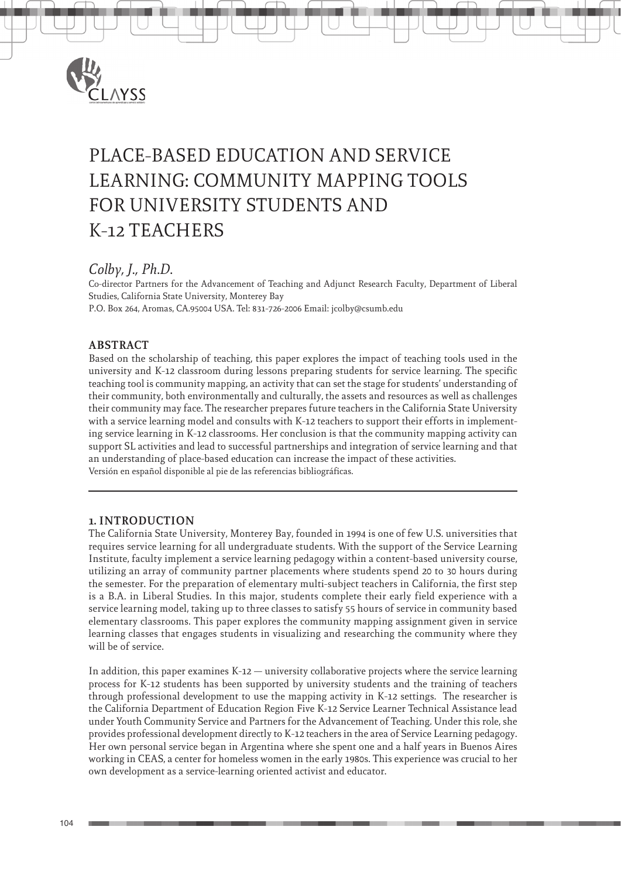# PLACE-BASED EDUCATION AND SERVICE LEARNING: COMMUNITY MAPPING TOOLS FOR UNIVERSITY STUDENTS AND K-12 TEACHERS

*Colby, J., Ph.D.*

Co-director Partners for the Advancement of Teaching and Adjunct Research Faculty, Department of Liberal Studies, California State University, Monterey Bay

P.O. Box 264, Aromas, CA.95004 USA. Tel: 831-726-2006 Email: jcolby@csumb.edu

## ABSTRACT

Based on the scholarship of teaching, this paper explores the impact of teaching tools used in the university and K-12 classroom during lessons preparing students for service learning. The specific teaching tool is community mapping, an activity that can set the stage for students' understanding of their community, both environmentally and culturally, the assets and resources as well as challenges their community may face. The researcher prepares future teachers in the California State University with a service learning model and consults with K-12 teachers to support their efforts in implementing service learning in K-12 classrooms. Her conclusion is that the community mapping activity can support SL activities and lead to successful partnerships and integration of service learning and that an understanding of place-based education can increase the impact of these activities.

Versión en español disponible al pie de las referencias bibliográficas.

## 1. INTRODUCTION

The California State University, Monterey Bay, founded in 1994 is one of few U.S. universities that requires service learning for all undergraduate students. With the support of the Service Learning Institute, faculty implement a service learning pedagogy within a content-based university course, utilizing an array of community partner placements where students spend 20 to 30 hours during the semester. For the preparation of elementary multi-subject teachers in California, the first step is a B.A. in Liberal Studies. In this major, students complete their early field experience with a service learning model, taking up to three classes to satisfy 55 hours of service in community based elementary classrooms. This paper explores the community mapping assignment given in service learning classes that engages students in visualizing and researching the community where they will be of service.

In addition, this paper examines K-12 — university collaborative projects where the service learning process for K-12 students has been supported by university students and the training of teachers through professional development to use the mapping activity in K-12 settings. The researcher is the California Department of Education Region Five K-12 Service Learner Technical Assistance lead under Youth Community Service and Partners for the Advancement of Teaching. Under this role, she provides professional development directly to K-12 teachers in the area of Service Learning pedagogy. Her own personal service began in Argentina where she spent one and a half years in Buenos Aires working in CEAS, a center for homeless women in the early 1980s. This experience was crucial to her own development as a service-learning oriented activist and educator.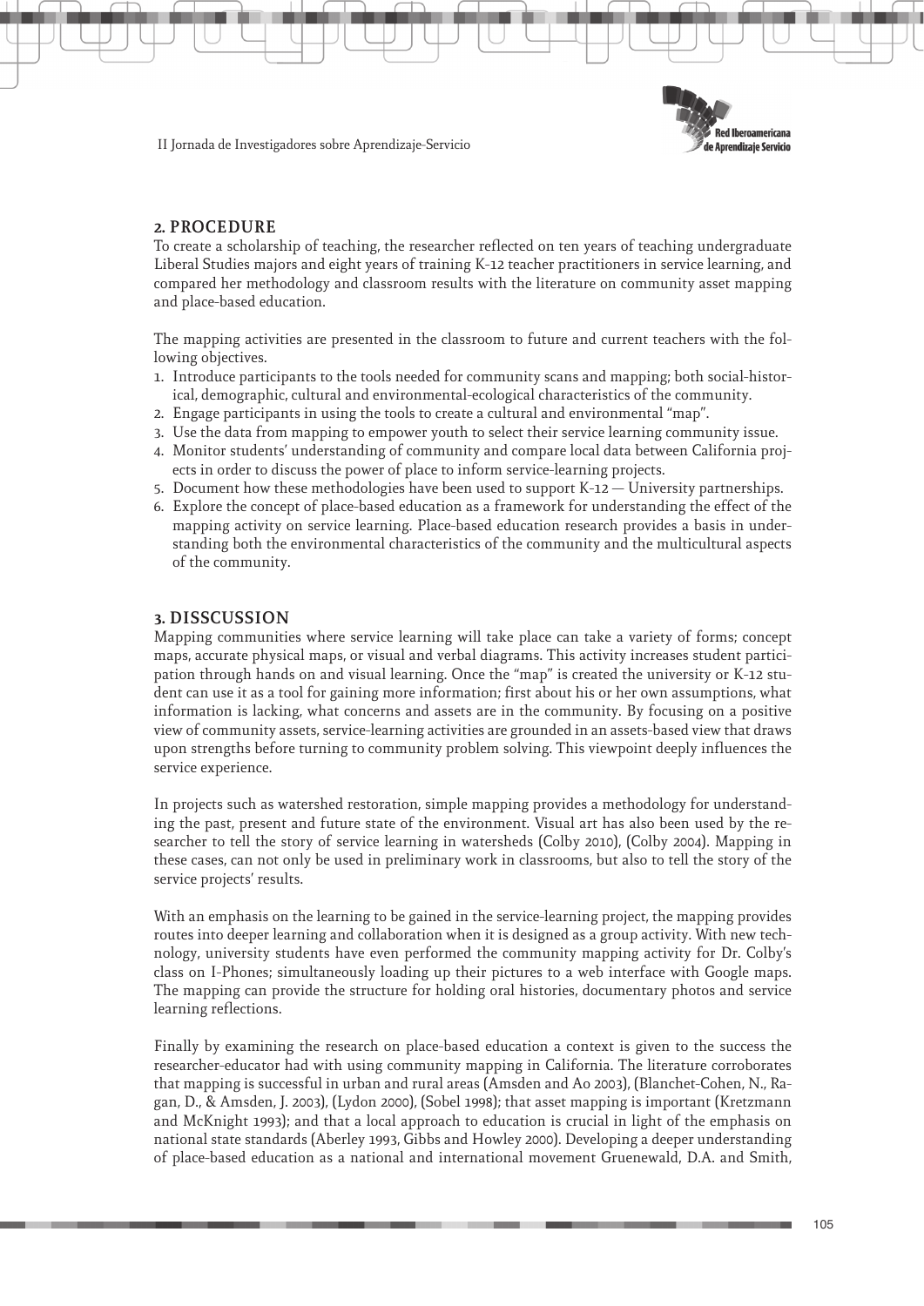## 2. PROCEDURE

To create a scholarship of teaching, the researcher reflected on ten years of teaching undergraduate Liberal Studies majors and eight years of training K-12 teacher practitioners in service learning, and compared her methodology and classroom results with the literature on community asset mapping and place-based education.

The mapping activities are presented in the classroom to future and current teachers with the following objectives.

1. Introduce participants to the tools needed for community scans and mapping; both social-historical, demographic, cultural and environmental-ecological characteristics of the community.
2. Engage participants in using the tools to create a cultural and environmental "map".
3. Use the data from mapping to empower youth to select their service learning community issue.
4. Monitor students' understanding of community and compare local data between California projects in order to discuss the power of place to inform service-learning projects.
5. Document how these methodologies have been used to support K-12 — University partnerships.
6. Explore the concept of place-based education as a framework for understanding the effect of the mapping activity on service learning. Place-based education research provides a basis in understanding both the environmental characteristics of the community and the multicultural aspects of the community.

## 3. DISSCUSSION

Mapping communities where service learning will take place can take a variety of forms; concept maps, accurate physical maps, or visual and verbal diagrams. This activity increases student participation through hands on and visual learning. Once the "map" is created the university or K-12 student can use it as a tool for gaining more information; first about his or her own assumptions, what information is lacking, what concerns and assets are in the community. By focusing on a positive view of community assets, service-learning activities are grounded in an assets-based view that draws upon strengths before turning to community problem solving. This viewpoint deeply influences the service experience.

In projects such as watershed restoration, simple mapping provides a methodology for understanding the past, present and future state of the environment. Visual art has also been used by the researcher to tell the story of service learning in watersheds (Colby 2010), (Colby 2004). Mapping in these cases, can not only be used in preliminary work in classrooms, but also to tell the story of the service projects' results.

With an emphasis on the learning to be gained in the service-learning project, the mapping provides routes into deeper learning and collaboration when it is designed as a group activity. With new technology, university students have even performed the community mapping activity for Dr. Colby's class on I-Phones; simultaneously loading up their pictures to a web interface with Google maps. The mapping can provide the structure for holding oral histories, documentary photos and service learning reflections.

Finally by examining the research on place-based education a context is given to the success the researcher-educator had with using community mapping in California. The literature corroborates that mapping is successful in urban and rural areas (Amsden and Ao 2003), (Blanchet-Cohen, N., Ragan, D., & Amsden, J. 2003), (Lydon 2000), (Sobel 1998); that asset mapping is important (Kretzmann and McKnight 1993); and that a local approach to education is crucial in light of the emphasis on national state standards (Aberley 1993, Gibbs and Howley 2000). Developing a deeper understanding of place-based education as a national and international movement Gruenewald, D.A. and Smith,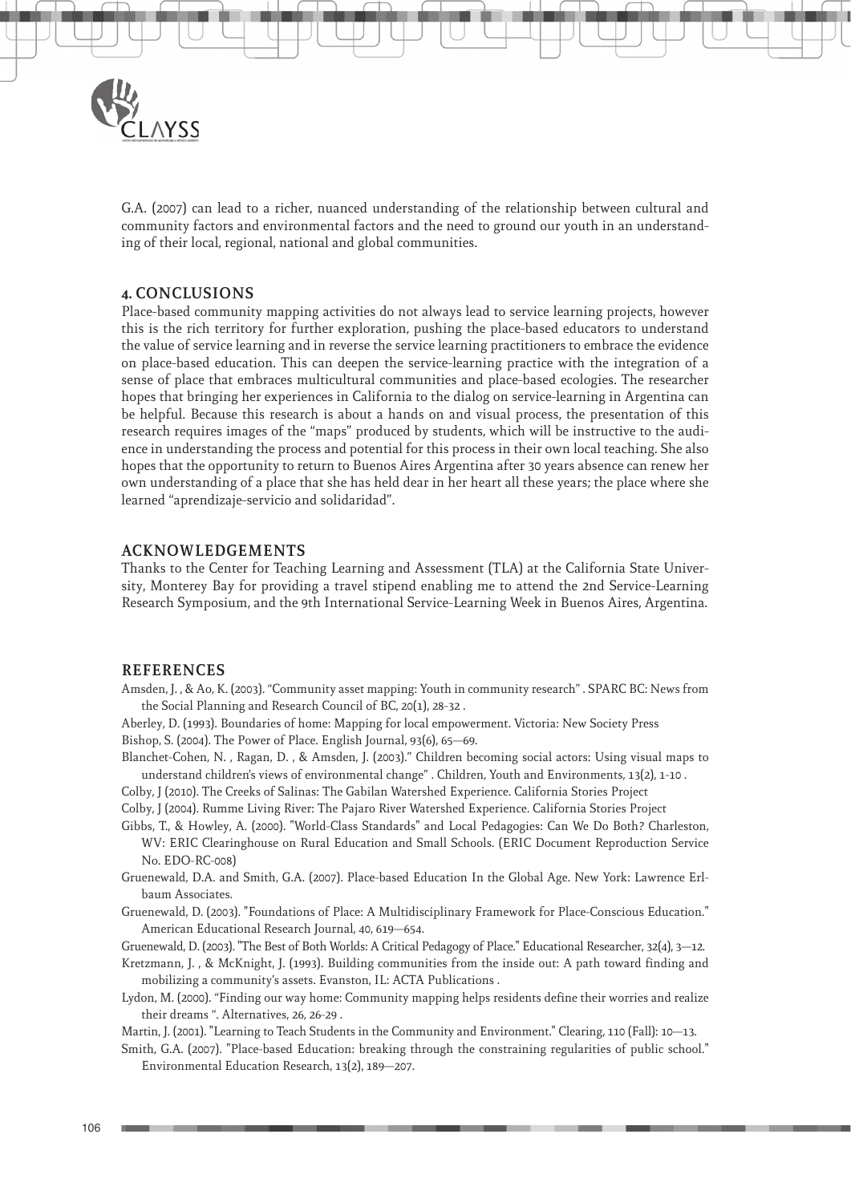G.A. (2007) can lead to a richer, nuanced understanding of the relationship between cultural and community factors and environmental factors and the need to ground our youth in an understanding of their local, regional, national and global communities.

## 4. CONCLUSIONS

Place-based community mapping activities do not always lead to service learning projects, however this is the rich territory for further exploration, pushing the place-based educators to understand the value of service learning and in reverse the service learning practitioners to embrace the evidence on place-based education. This can deepen the service-learning practice with the integration of a sense of place that embraces multicultural communities and place-based ecologies. The researcher hopes that bringing her experiences in California to the dialog on service-learning in Argentina can be helpful. Because this research is about a hands on and visual process, the presentation of this research requires images of the "maps" produced by students, which will be instructive to the audience in understanding the process and potential for this process in their own local teaching. She also hopes that the opportunity to return to Buenos Aires Argentina after 30 years absence can renew her own understanding of a place that she has held dear in her heart all these years; the place where she learned "aprendizaje-servicio and solidaridad".

## ACKNOWLEDGEMENTS

Thanks to the Center for Teaching Learning and Assessment (TLA) at the California State University, Monterey Bay for providing a travel stipend enabling me to attend the 2nd Service-Learning Research Symposium, and the 9th International Service-Learning Week in Buenos Aires, Argentina.

## REFERENCES

Amsden, J. , & Ao, K. (2003). "Community asset mapping: Youth in community research" . SPARC BC: News from the Social Planning and Research Council of BC, 20(1), 28-32 .

Aberley, D. (1993). Boundaries of home: Mapping for local empowerment. Victoria: New Society Press

Bishop, S. (2004). The Power of Place. English Journal, 93(6), 65—69.

Blanchet-Cohen, N. , Ragan, D. , & Amsden, J. (2003)." Children becoming social actors: Using visual maps to understand children's views of environmental change" . Children, Youth and Environments, 13(2), 1-10 .

Colby, J (2010). The Creeks of Salinas: The Gabilan Watershed Experience. California Stories Project

Colby, J (2004). Rumme Living River: The Pajaro River Watershed Experience. California Stories Project

Gibbs, T., & Howley, A. (2000). "World-Class Standards" and Local Pedagogies: Can We Do Both? Charleston, WV: ERIC Clearinghouse on Rural Education and Small Schools. (ERIC Document Reproduction Service No. EDO-RC-008)

Gruenewald, D.A. and Smith, G.A. (2007). Place-based Education In the Global Age. New York: Lawrence Erlbaum Associates.

Gruenewald, D. (2003). "Foundations of Place: A Multidisciplinary Framework for Place-Conscious Education." American Educational Research Journal, 40, 619—654.

Gruenewald, D. (2003). "The Best of Both Worlds: A Critical Pedagogy of Place." Educational Researcher, 32(4), 3—12.

Kretzmann, J. , & McKnight, J. (1993). Building communities from the inside out: A path toward finding and mobilizing a community's assets. Evanston, IL: ACTA Publications .

Lydon, M. (2000). "Finding our way home: Community mapping helps residents define their worries and realize their dreams ". Alternatives, 26, 26-29 .

Martin, J. (2001). "Learning to Teach Students in the Community and Environment." Clearing, 110 (Fall): 10—13.

Smith, G.A. (2007). "Place-based Education: breaking through the constraining regularities of public school." Environmental Education Research, 13(2), 189—207.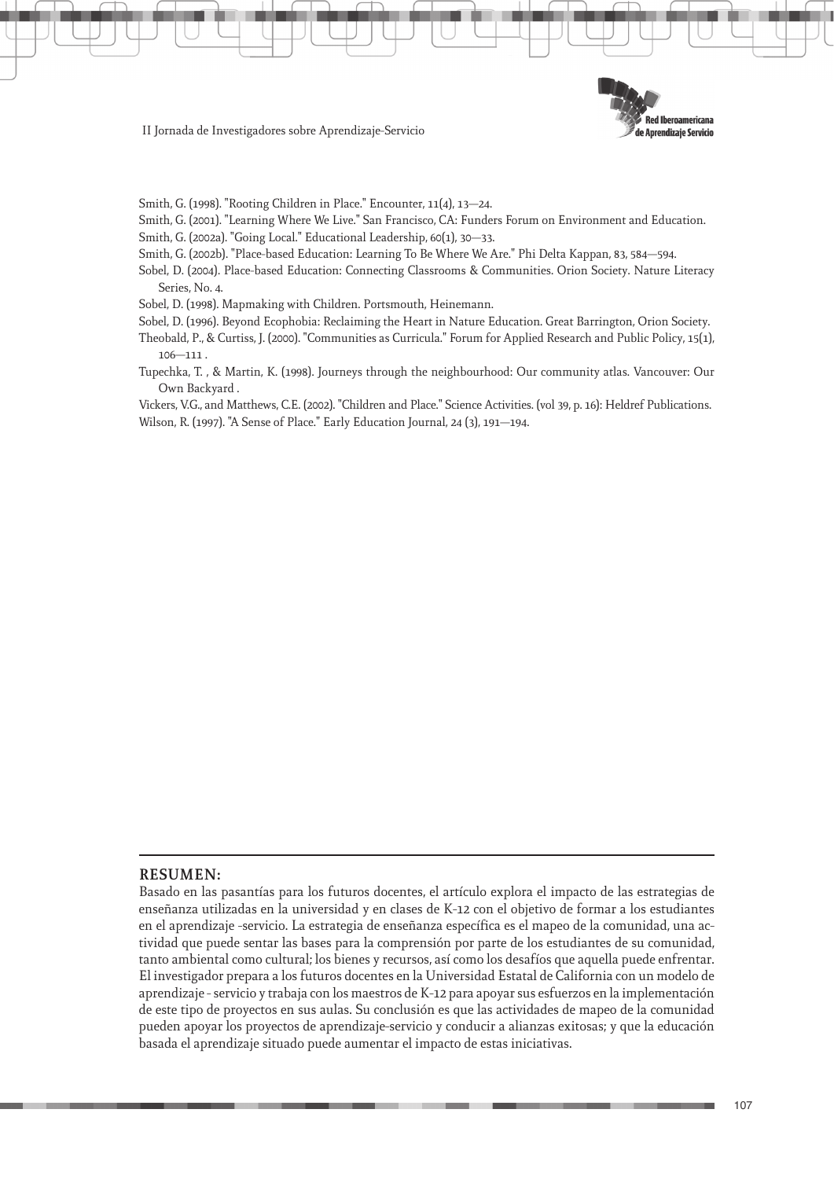Smith, G. (1998). "Rooting Children in Place." Encounter, 11(4), 13—24.

Smith, G. (2001). "Learning Where We Live." San Francisco, CA: Funders Forum on Environment and Education.

Smith, G. (2002a). "Going Local." Educational Leadership, 60(1), 30—33.

Smith, G. (2002b). "Place-based Education: Learning To Be Where We Are." Phi Delta Kappan, 83, 584—594.

Sobel, D. (2004). Place-based Education: Connecting Classrooms & Communities. Orion Society. Nature Literacy Series, No. 4.

Sobel, D. (1998). Mapmaking with Children. Portsmouth, Heinemann.

Sobel, D. (1996). Beyond Ecophobia: Reclaiming the Heart in Nature Education. Great Barrington, Orion Society.

Theobald, P., & Curtiss, J. (2000). "Communities as Curricula." Forum for Applied Research and Public Policy, 15(1), 106—111 .

Tupechka, T. , & Martin, K. (1998). Journeys through the neighbourhood: Our community atlas. Vancouver: Our Own Backyard .

Vickers, V.G., and Matthews, C.E. (2002). "Children and Place." Science Activities. (vol 39, p. 16): Heldref Publications.

Wilson, R. (1997). "A Sense of Place." Early Education Journal, 24 (3), 191—194.

---

**RESUMEN:**

Basado en las pasantías para los futuros docentes, el artículo explora el impacto de las estrategias de enseñanza utilizadas en la universidad y en clases de K-12 con el objetivo de formar a los estudiantes en el aprendizaje -servicio. La estrategia de enseñanza específica es el mapeo de la comunidad, una actividad que puede sentar las bases para la comprensión por parte de los estudiantes de su comunidad, tanto ambiental como cultural; los bienes y recursos, así como los desafíos que aquella puede enfrentar. El investigador prepara a los futuros docentes en la Universidad Estatal de California con un modelo de aprendizaje - servicio y trabaja con los maestros de K-12 para apoyar sus esfuerzos en la implementación de este tipo de proyectos en sus aulas. Su conclusión es que las actividades de mapeo de la comunidad pueden apoyar los proyectos de aprendizaje-servicio y conducir a alianzas exitosas; y que la educación basada el aprendizaje situado puede aumentar el impacto de estas iniciativas.